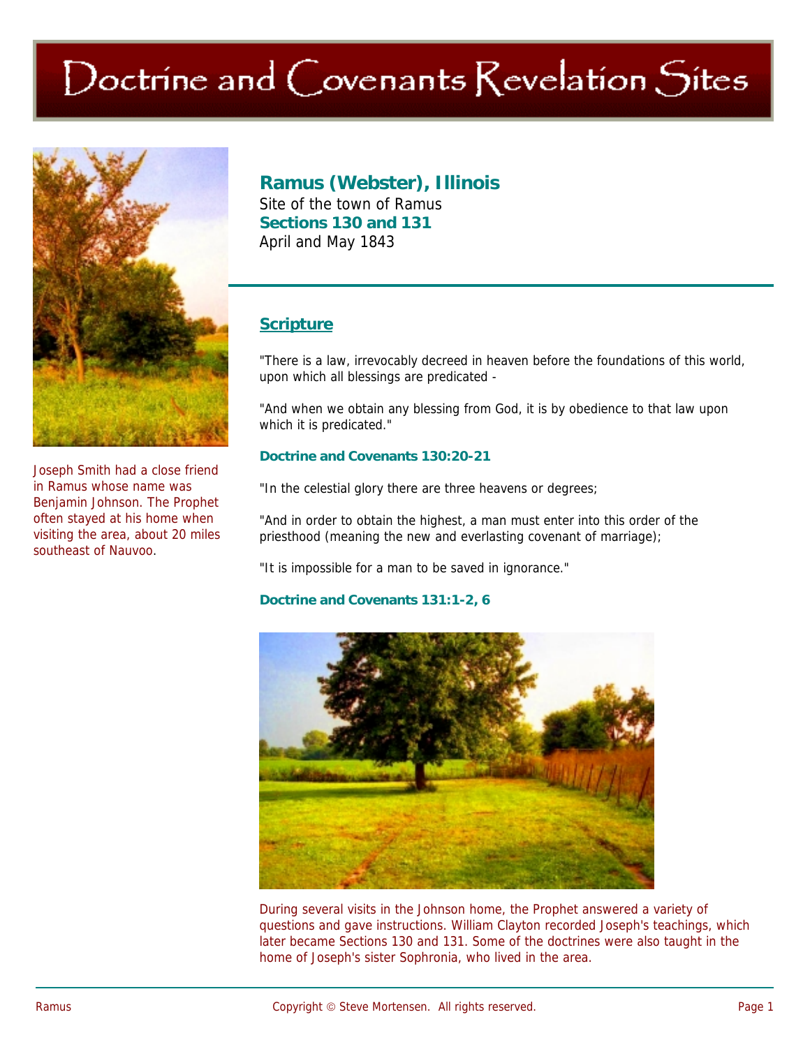# Doctrine and Covenants Revelation Sites

Joseph Smith had a close friend in Ramus whose name was Benjamin Johnson. The Prophet often stayed at his home when visiting the area, about 20 miles southeast of Nauvoo.

## Ramus (Webster), Illinois

Site of the town of Ramus

**Sections 130 and 131**

April and May 1843

### Scripture

"There is a law, irrevocably decreed in heaven before the foundations of this world, upon which all blessings are predicated -

"And when we obtain any blessing from God, it is by obedience to that law upon which it is predicated."

**Doctrine and Covenants 130:20-21**

"In the celestial glory there are three heavens or degrees;

"And in order to obtain the highest, a man must enter into this order of the priesthood (meaning the new and everlasting covenant of marriage);

"It is impossible for a man to be saved in ignorance."

**Doctrine and Covenants 131:1-2, 6**

During several visits in the Johnson home, the Prophet answered a variety of questions and gave instructions. William Clayton recorded Joseph's teachings, which later became Sections 130 and 131. Some of the doctrines were also taught in the home of Joseph's sister Sophronia, who lived in the area.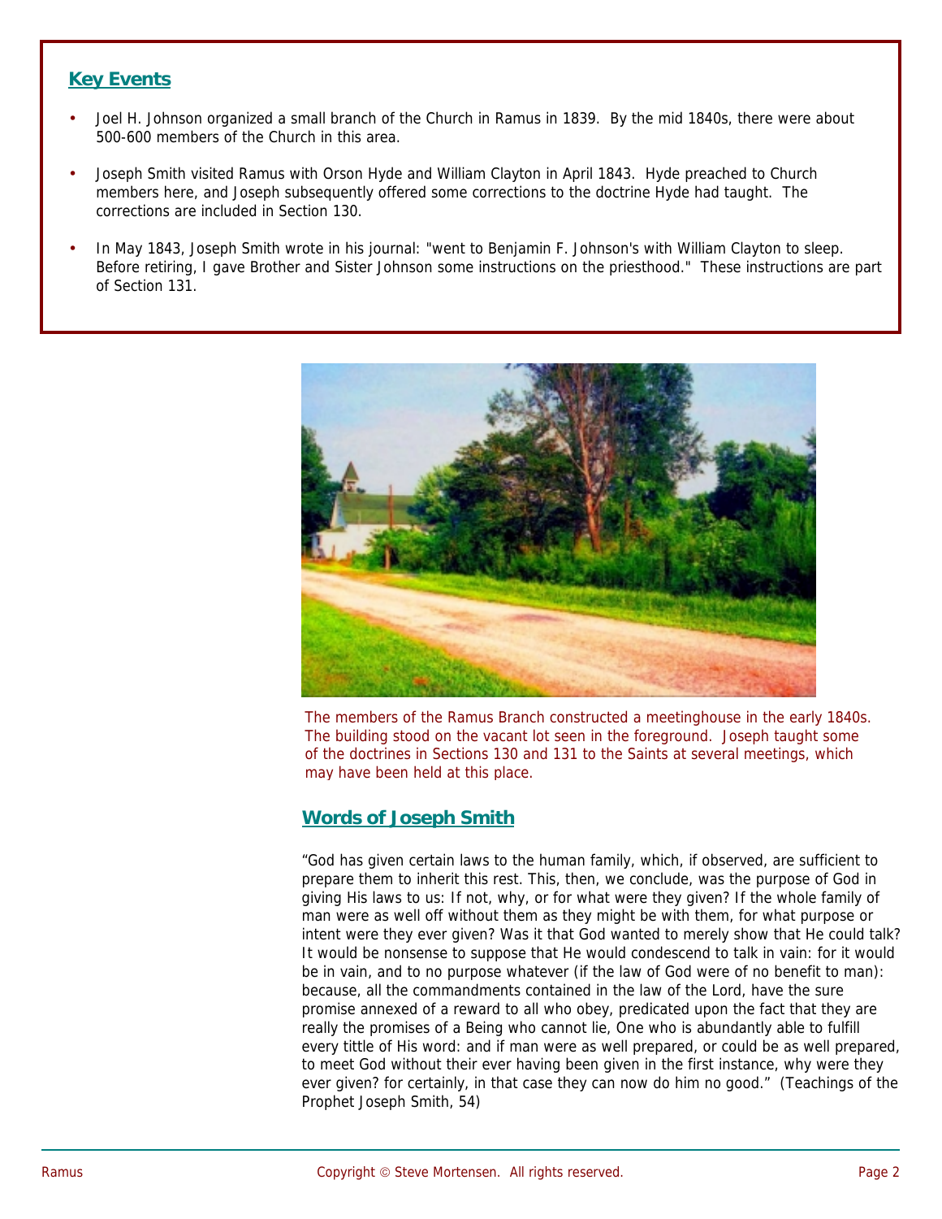## Key Events

- Joel H. Johnson organized a small branch of the Church in Ramus in 1839. By the mid 1840s, there were about 500-600 members of the Church in this area.
- Joseph Smith visited Ramus with Orson Hyde and William Clayton in April 1843. Hyde preached to Church members here, and Joseph subsequently offered some corrections to the doctrine Hyde had taught. The corrections are included in Section 130.
- In May 1843, Joseph Smith wrote in his journal: "went to Benjamin F. Johnson's with William Clayton to sleep. Before retiring, I gave Brother and Sister Johnson some instructions on the priesthood." These instructions are part of Section 131.

The members of the Ramus Branch constructed a meetinghouse in the early 1840s. The building stood on the vacant lot seen in the foreground. Joseph taught some of the doctrines in Sections 130 and 131 to the Saints at several meetings, which may have been held at this place.

## Words of Joseph Smith

"God has given certain laws to the human family, which, if observed, are sufficient to prepare them to inherit this rest. This, then, we conclude, was the purpose of God in giving His laws to us: If not, why, or for what were they given? If the whole family of man were as well off without them as they might be with them, for what purpose or intent were they ever given? Was it that God wanted to merely show that He could talk? It would be nonsense to suppose that He would condescend to talk in vain: for it would be in vain, and to no purpose whatever (if the law of God were of no benefit to man): because, all the commandments contained in the law of the Lord, have the sure promise annexed of a reward to all who obey, predicated upon the fact that they are really the promises of a Being who cannot lie, One who is abundantly able to fulfill every tittle of His word: and if man were as well prepared, or could be as well prepared, to meet God without their ever having been given in the first instance, why were they ever given? for certainly, in that case they can now do him no good." (Teachings of the Prophet Joseph Smith, 54)